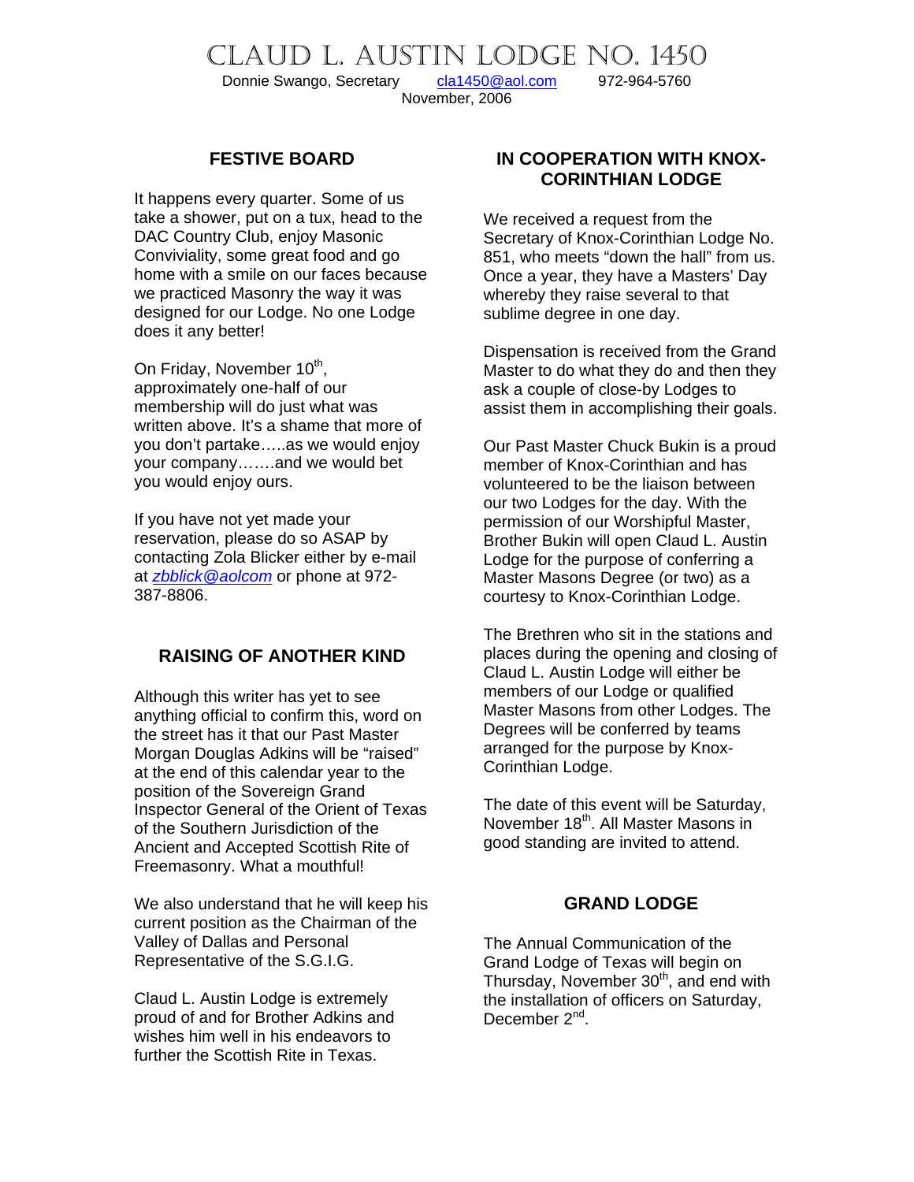# CLAUD L. AUSTIN LODGE NO. 1450

Donnie Swango, Secretary     cla1450@aol.com     972-964-5760

November, 2006

## FESTIVE BOARD

It happens every quarter. Some of us take a shower, put on a tux, head to the DAC Country Club, enjoy Masonic Conviviality, some great food and go home with a smile on our faces because we practiced Masonry the way it was designed for our Lodge. No one Lodge does it any better!

On Friday, November 10th, approximately one-half of our membership will do just what was written above. It's a shame that more of you don't partake…..as we would enjoy your company…….and we would bet you would enjoy ours.

If you have not yet made your reservation, please do so ASAP by contacting Zola Blicker either by e-mail at *zbblick@aolcom* or phone at 972-387-8806.

## RAISING OF ANOTHER KIND

Although this writer has yet to see anything official to confirm this, word on the street has it that our Past Master Morgan Douglas Adkins will be "raised" at the end of this calendar year to the position of the Sovereign Grand Inspector General of the Orient of Texas of the Southern Jurisdiction of the Ancient and Accepted Scottish Rite of Freemasonry. What a mouthful!

We also understand that he will keep his current position as the Chairman of the Valley of Dallas and Personal Representative of the S.G.I.G.

Claud L. Austin Lodge is extremely proud of and for Brother Adkins and wishes him well in his endeavors to further the Scottish Rite in Texas.

## IN COOPERATION WITH KNOX-CORINTHIAN LODGE

We received a request from the Secretary of Knox-Corinthian Lodge No. 851, who meets "down the hall" from us. Once a year, they have a Masters' Day whereby they raise several to that sublime degree in one day.

Dispensation is received from the Grand Master to do what they do and then they ask a couple of close-by Lodges to assist them in accomplishing their goals.

Our Past Master Chuck Bukin is a proud member of Knox-Corinthian and has volunteered to be the liaison between our two Lodges for the day. With the permission of our Worshipful Master, Brother Bukin will open Claud L. Austin Lodge for the purpose of conferring a Master Masons Degree (or two) as a courtesy to Knox-Corinthian Lodge.

The Brethren who sit in the stations and places during the opening and closing of Claud L. Austin Lodge will either be members of our Lodge or qualified Master Masons from other Lodges. The Degrees will be conferred by teams arranged for the purpose by Knox-Corinthian Lodge.

The date of this event will be Saturday, November 18th. All Master Masons in good standing are invited to attend.

## GRAND LODGE

The Annual Communication of the Grand Lodge of Texas will begin on Thursday, November 30th, and end with the installation of officers on Saturday, December 2nd.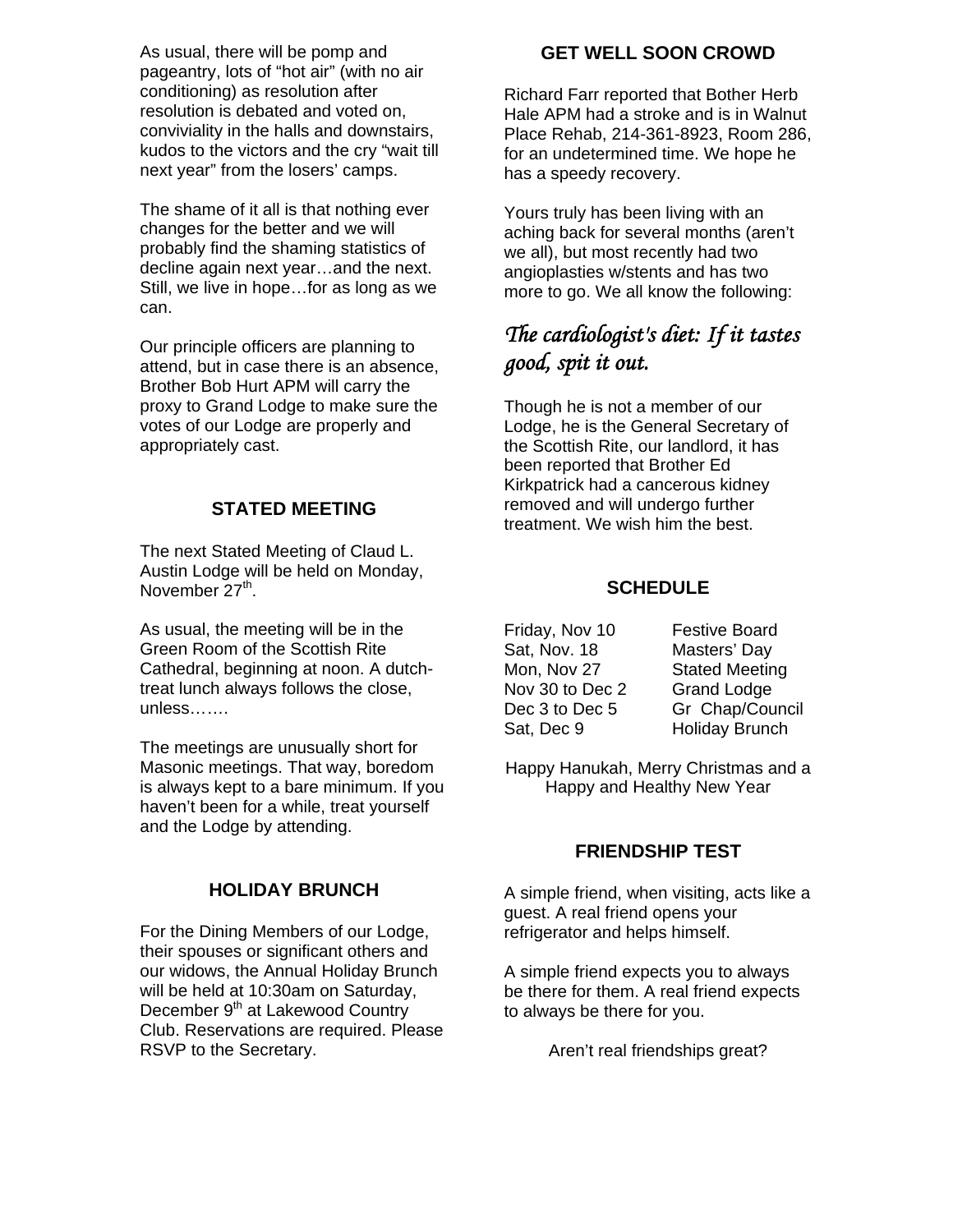As usual, there will be pomp and pageantry, lots of "hot air" (with no air conditioning) as resolution after resolution is debated and voted on, conviviality in the halls and downstairs, kudos to the victors and the cry "wait till next year" from the losers' camps.

The shame of it all is that nothing ever changes for the better and we will probably find the shaming statistics of decline again next year…and the next. Still, we live in hope…for as long as we can.

Our principle officers are planning to attend, but in case there is an absence, Brother Bob Hurt APM will carry the proxy to Grand Lodge to make sure the votes of our Lodge are properly and appropriately cast.

## STATED MEETING

The next Stated Meeting of Claud L. Austin Lodge will be held on Monday, November 27th.

As usual, the meeting will be in the Green Room of the Scottish Rite Cathedral, beginning at noon. A dutch-treat lunch always follows the close, unless…….

The meetings are unusually short for Masonic meetings. That way, boredom is always kept to a bare minimum. If you haven't been for a while, treat yourself and the Lodge by attending.

## HOLIDAY BRUNCH

For the Dining Members of our Lodge, their spouses or significant others and our widows, the Annual Holiday Brunch will be held at 10:30am on Saturday, December 9th at Lakewood Country Club. Reservations are required. Please RSVP to the Secretary.

## GET WELL SOON CROWD

Richard Farr reported that Bother Herb Hale APM had a stroke and is in Walnut Place Rehab, 214-361-8923, Room 286, for an undetermined time. We hope he has a speedy recovery.

Yours truly has been living with an aching back for several months (aren't we all), but most recently had two angioplasties w/stents and has two more to go. We all know the following:

*The cardiologist's diet: If it tastes good, spit it out.*

Though he is not a member of our Lodge, he is the General Secretary of the Scottish Rite, our landlord, it has been reported that Brother Ed Kirkpatrick had a cancerous kidney removed and will undergo further treatment. We wish him the best.

## SCHEDULE

| | |
|---|---|
| Friday, Nov 10 | Festive Board |
| Sat, Nov. 18 | Masters' Day |
| Mon, Nov 27 | Stated Meeting |
| Nov 30 to Dec 2 | Grand Lodge |
| Dec 3 to Dec 5 | Gr Chap/Council |
| Sat, Dec 9 | Holiday Brunch |

Happy Hanukah, Merry Christmas and a Happy and Healthy New Year

## FRIENDSHIP TEST

A simple friend, when visiting, acts like a guest. A real friend opens your refrigerator and helps himself.

A simple friend expects you to always be there for them. A real friend expects to always be there for you.

Aren't real friendships great?